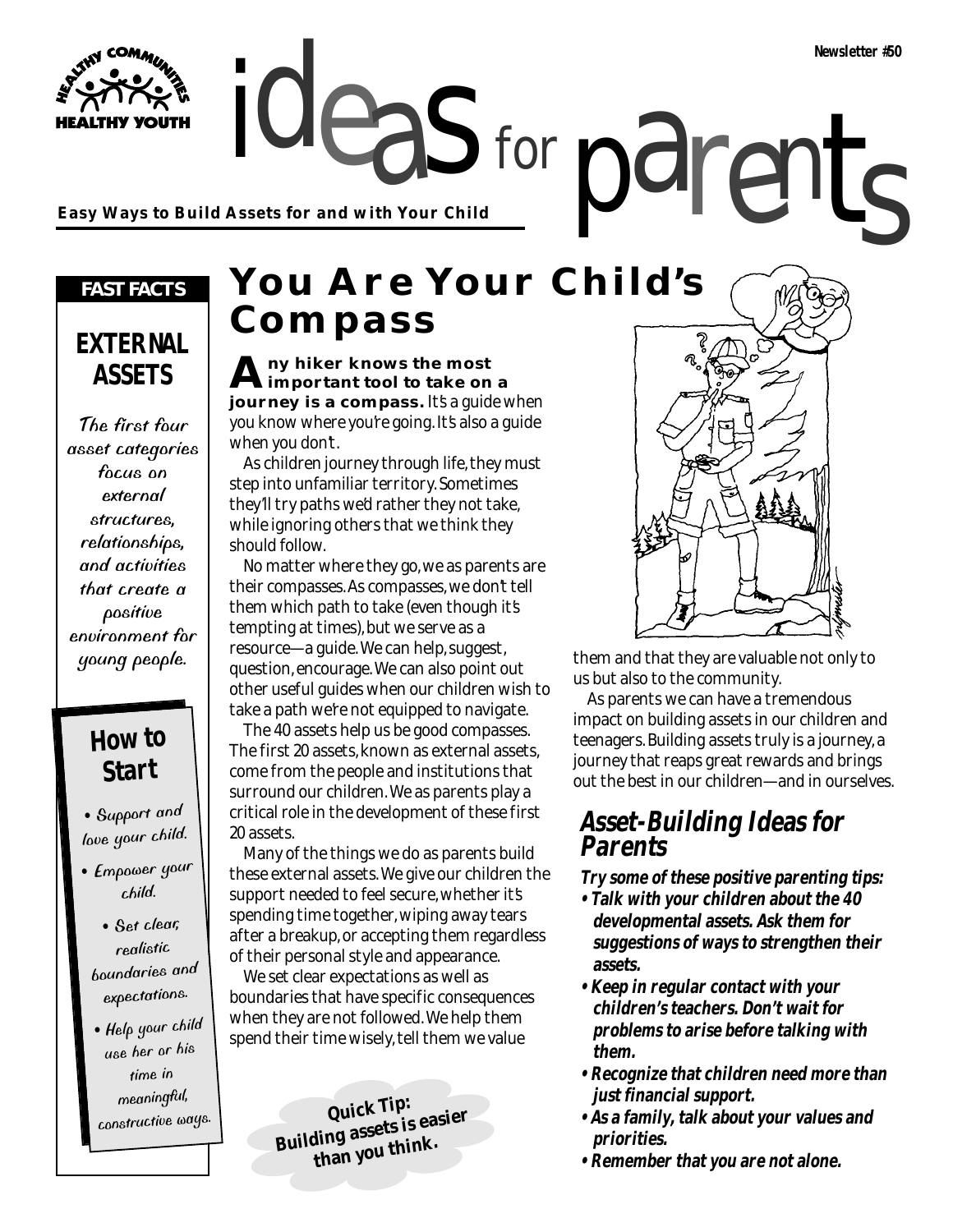Newsletter #50

# ideas for parents

**Easy Ways to Build Assets for and with Your Child**

## You Are Your Child's Compass

**Any hiker knows the most important tool to take on a journey is a compass.** It's a guide when you know where you're going. It's also a guide when you don't.

As children journey through life, they must step into unfamiliar territory. Sometimes they'll try paths we'd rather they not take, while ignoring others that we think they should follow.

No matter where they go, we as parents are their compasses. As compasses, we don't tell them which path to take (even though it's tempting at times), but we serve as a resource—a guide. We can help, suggest, question, encourage. We can also point out other useful guides when our children wish to take a path we're not equipped to navigate.

The 40 assets help us be good compasses. The first 20 assets, known as external assets, come from the people and institutions that surround our children. We as parents play a critical role in the development of these first 20 assets.

Many of the things we do as parents build these external assets. We give our children the support needed to feel secure, whether it's spending time together, wiping away tears after a breakup, or accepting them regardless of their personal style and appearance.

We set clear expectations as well as boundaries that have specific consequences when they are not followed. We help them spend their time wisely, tell them we value them and that they are valuable not only to us but also to the community.

As parents we can have a tremendous impact on building assets in our children and teenagers. Building assets truly is a journey, a journey that reaps great rewards and brings out the best in our children—and in ourselves.

**Quick Tip: Building assets is easier than you think.**

### Asset-Building Ideas for Parents

**Try some of these positive parenting tips:**

- **Talk with your children about the 40 developmental assets. Ask them for suggestions of ways to strengthen their assets.**
- **Keep in regular contact with your children's teachers. Don't wait for problems to arise before talking with them.**
- **Recognize that children need more than just financial support.**
- **As a family, talk about your values and priorities.**
- **Remember that you are not alone.**

---

**FAST FACTS**

### EXTERNAL ASSETS

The first four asset categories focus on external structures, relationships, and activities that create a positive environment for young people.

### How to Start

- Support and love your child.
- Empower your child.
- Set clear, realistic boundaries and expectations.
- Help your child use her or his time in meaningful, constructive ways.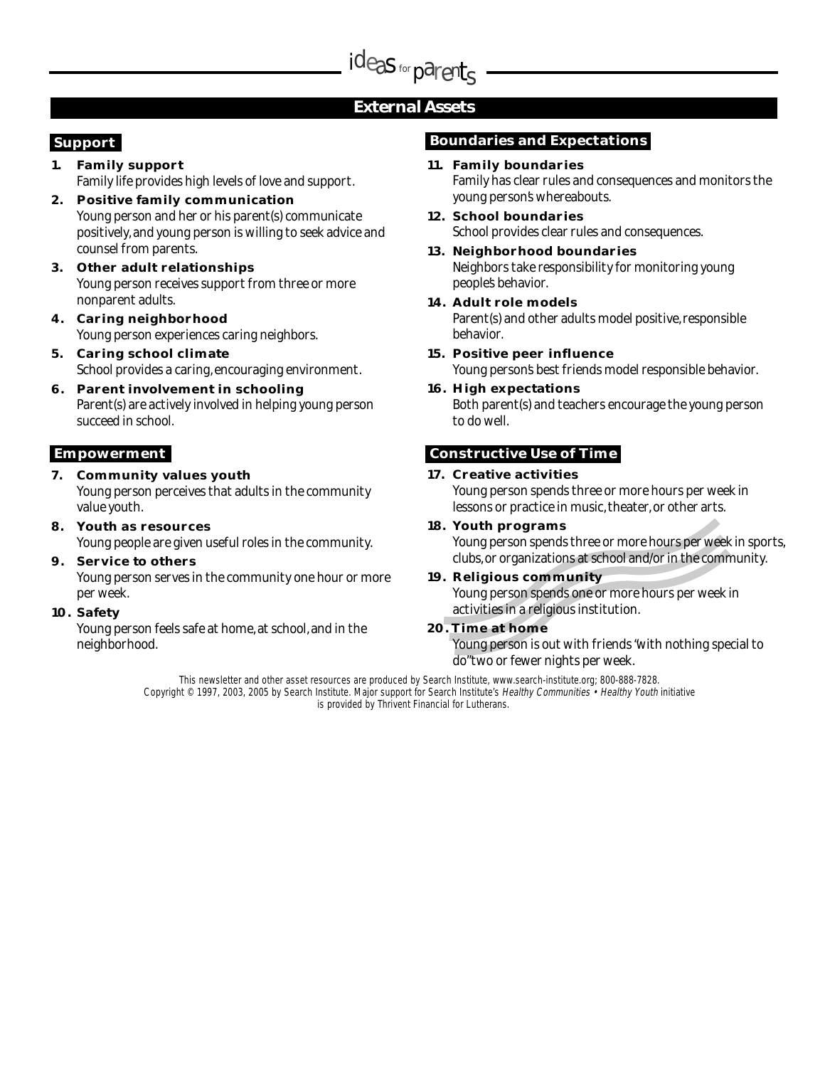# External Assets

## Support

1. **Family support**
   Family life provides high levels of love and support.
2. **Positive family communication**
   Young person and her or his parent(s) communicate positively, and young person is willing to seek advice and counsel from parents.
3. **Other adult relationships**
   Young person receives support from three or more nonparent adults.
4. **Caring neighborhood**
   Young person experiences caring neighbors.
5. **Caring school climate**
   School provides a caring, encouraging environment.
6. **Parent involvement in schooling**
   Parent(s) are actively involved in helping young person succeed in school.

## Empowerment

7. **Community values youth**
   Young person perceives that adults in the community value youth.
8. **Youth as resources**
   Young people are given useful roles in the community.
9. **Service to others**
   Young person serves in the community one hour or more per week.
10. **Safety**
    Young person feels safe at home, at school, and in the neighborhood.

## Boundaries and Expectations

11. **Family boundaries**
    Family has clear rules and consequences and monitors the young person's whereabouts.
12. **School boundaries**
    School provides clear rules and consequences.
13. **Neighborhood boundaries**
    Neighbors take responsibility for monitoring young people's behavior.
14. **Adult role models**
    Parent(s) and other adults model positive, responsible behavior.
15. **Positive peer influence**
    Young person's best friends model responsible behavior.
16. **High expectations**
    Both parent(s) and teachers encourage the young person to do well.

## Constructive Use of Time

17. **Creative activities**
    Young person spends three or more hours per week in lessons or practice in music, theater, or other arts.
18. **Youth programs**
    Young person spends three or more hours per week in sports, clubs, or organizations at school and/or in the community.
19. **Religious community**
    Young person spends one or more hours per week in activities in a religious institution.
20. **Time at home**
    Young person is out with friends "with nothing special to do" two or fewer nights per week.

This newsletter and other asset resources are produced by Search Institute, www.search-institute.org; 800-888-7828.
Copyright © 1997, 2003, 2005 by Search Institute. Major support for Search Institute's *Healthy Communities • Healthy Youth* initiative is provided by Thrivent Financial for Lutherans.